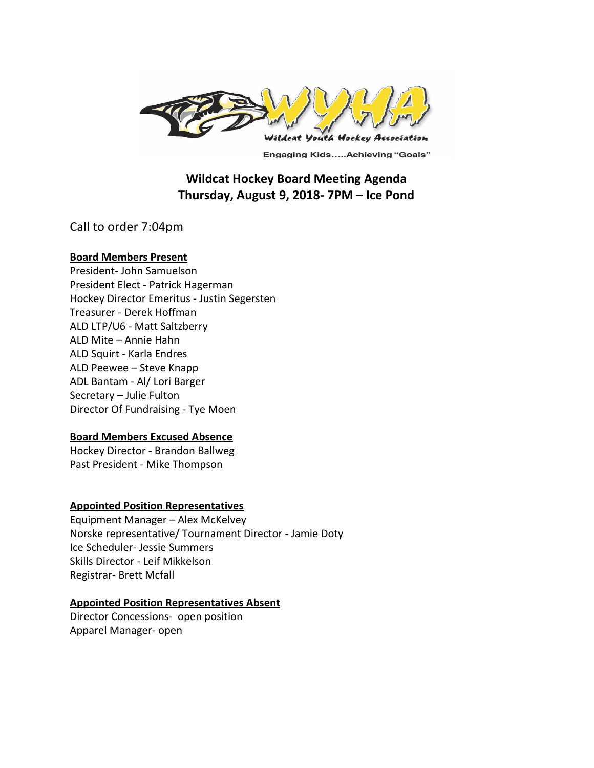# Wildcat Hockey Board Meeting Agenda
## Thursday, August 9, 2018- 7PM – Ice Pond

Call to order 7:04pm

**Board Members Present**

President- John Samuelson
President Elect - Patrick Hagerman
Hockey Director Emeritus - Justin Segersten
Treasurer - Derek Hoffman
ALD LTP/U6 - Matt Saltzberry
ALD Mite – Annie Hahn
ALD Squirt - Karla Endres
ALD Peewee – Steve Knapp
ADL Bantam - Al/ Lori Barger
Secretary – Julie Fulton
Director Of Fundraising - Tye Moen

**Board Members Excused Absence**

Hockey Director - Brandon Ballweg
Past President - Mike Thompson

**Appointed Position Representatives**

Equipment Manager – Alex McKelvey
Norske representative/ Tournament Director - Jamie Doty
Ice Scheduler- Jessie Summers
Skills Director - Leif Mikkelson
Registrar- Brett Mcfall

**Appointed Position Representatives Absent**

Director Concessions- open position
Apparel Manager- open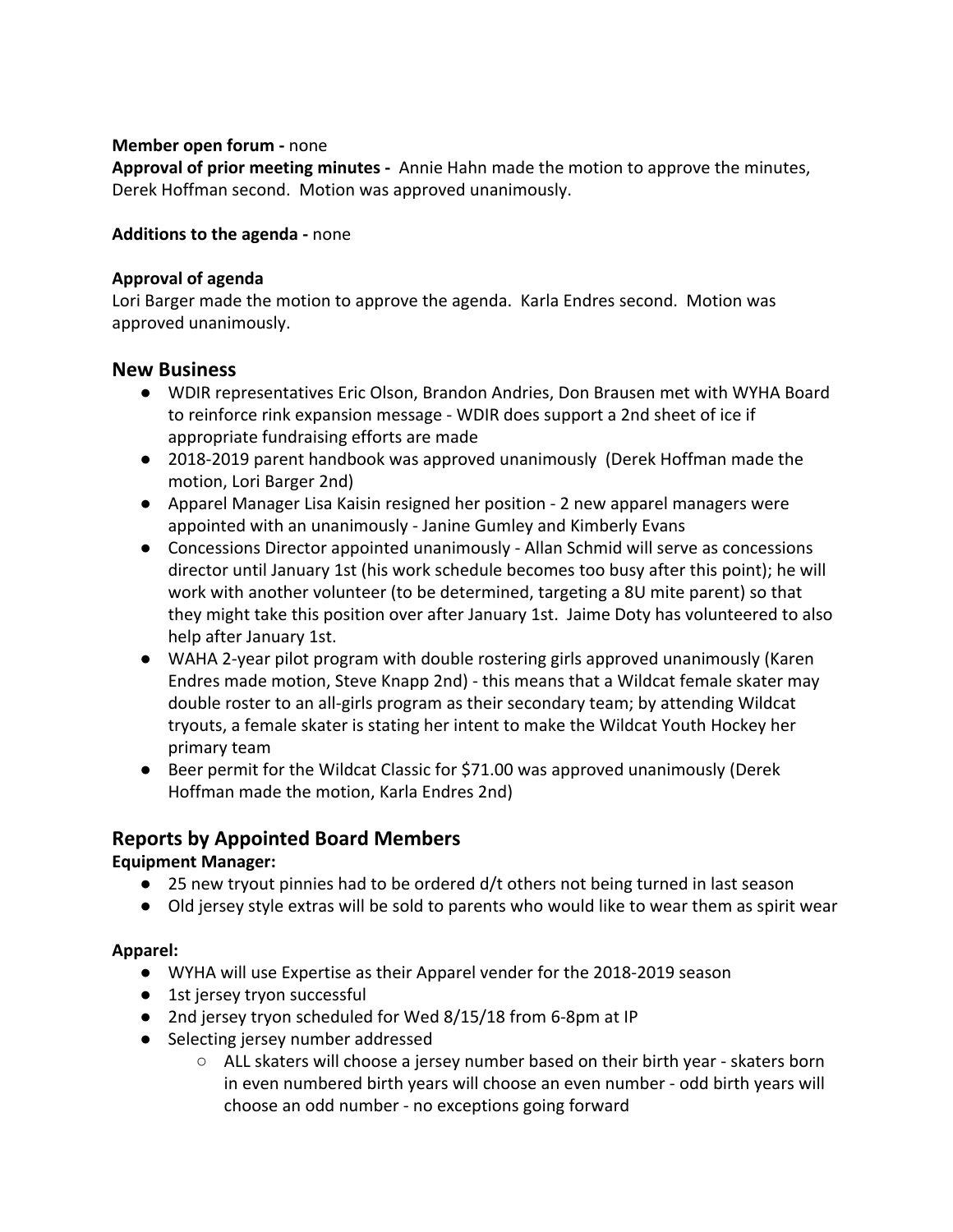**Member open forum -** none

**Approval of prior meeting minutes -** Annie Hahn made the motion to approve the minutes, Derek Hoffman second. Motion was approved unanimously.

**Additions to the agenda -** none

**Approval of agenda**

Lori Barger made the motion to approve the agenda. Karla Endres second. Motion was approved unanimously.

## New Business

- WDIR representatives Eric Olson, Brandon Andries, Don Brausen met with WYHA Board to reinforce rink expansion message - WDIR does support a 2nd sheet of ice if appropriate fundraising efforts are made
- 2018-2019 parent handbook was approved unanimously (Derek Hoffman made the motion, Lori Barger 2nd)
- Apparel Manager Lisa Kaisin resigned her position - 2 new apparel managers were appointed with an unanimously - Janine Gumley and Kimberly Evans
- Concessions Director appointed unanimously - Allan Schmid will serve as concessions director until January 1st (his work schedule becomes too busy after this point); he will work with another volunteer (to be determined, targeting a 8U mite parent) so that they might take this position over after January 1st. Jaime Doty has volunteered to also help after January 1st.
- WAHA 2-year pilot program with double rostering girls approved unanimously (Karen Endres made motion, Steve Knapp 2nd) - this means that a Wildcat female skater may double roster to an all-girls program as their secondary team; by attending Wildcat tryouts, a female skater is stating her intent to make the Wildcat Youth Hockey her primary team
- Beer permit for the Wildcat Classic for $71.00 was approved unanimously (Derek Hoffman made the motion, Karla Endres 2nd)

## Reports by Appointed Board Members

**Equipment Manager:**

- 25 new tryout pinnies had to be ordered d/t others not being turned in last season
- Old jersey style extras will be sold to parents who would like to wear them as spirit wear

**Apparel:**

- WYHA will use Expertise as their Apparel vender for the 2018-2019 season
- 1st jersey tryon successful
- 2nd jersey tryon scheduled for Wed 8/15/18 from 6-8pm at IP
- Selecting jersey number addressed
    - ALL skaters will choose a jersey number based on their birth year - skaters born in even numbered birth years will choose an even number - odd birth years will choose an odd number - no exceptions going forward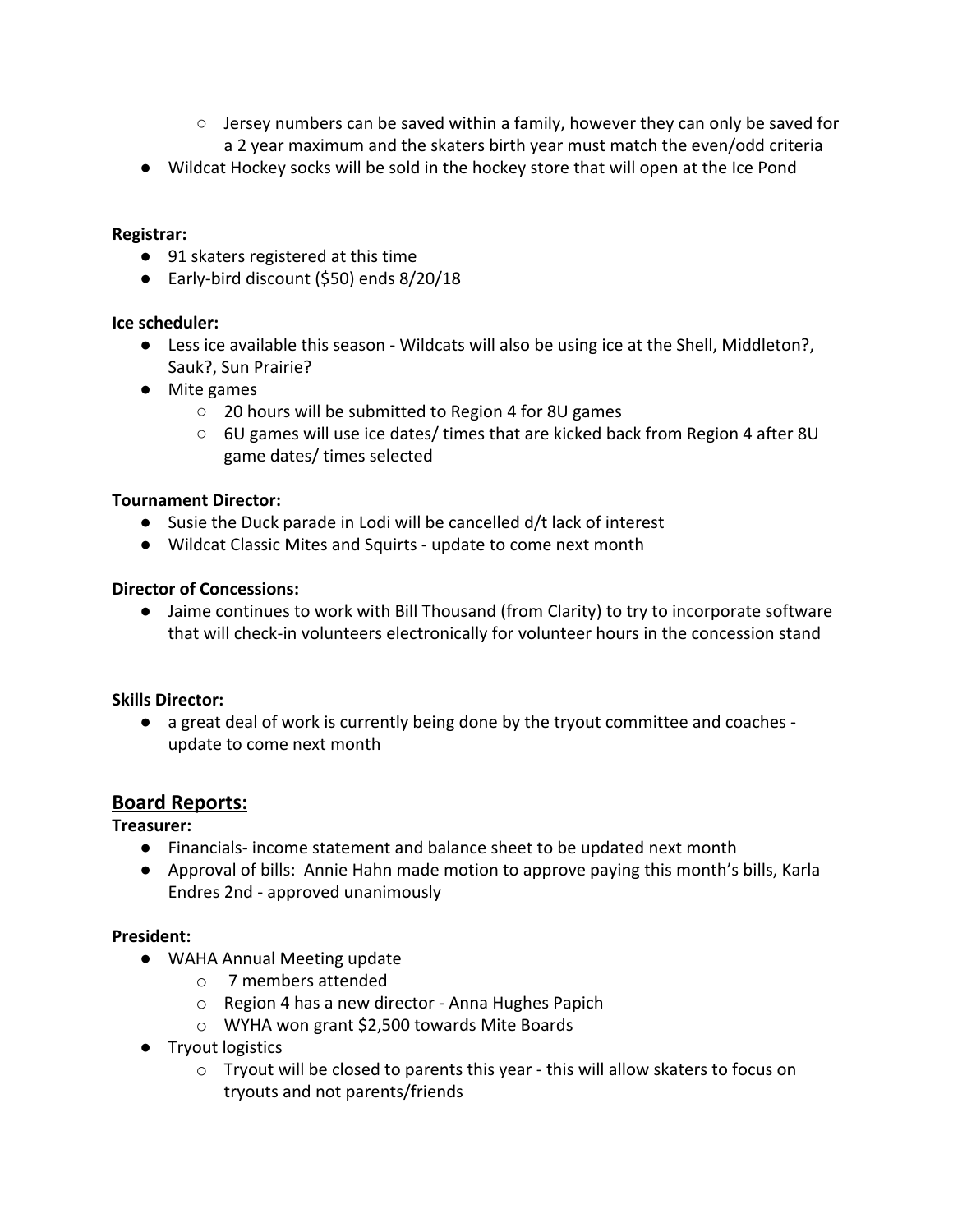- Jersey numbers can be saved within a family, however they can only be saved for a 2 year maximum and the skaters birth year must match the even/odd criteria
- Wildcat Hockey socks will be sold in the hockey store that will open at the Ice Pond

**Registrar:**

- 91 skaters registered at this time
- Early-bird discount ($50) ends 8/20/18

**Ice scheduler:**

- Less ice available this season - Wildcats will also be using ice at the Shell, Middleton?, Sauk?, Sun Prairie?
- Mite games
  - 20 hours will be submitted to Region 4 for 8U games
  - 6U games will use ice dates/ times that are kicked back from Region 4 after 8U game dates/ times selected

**Tournament Director:**

- Susie the Duck parade in Lodi will be cancelled d/t lack of interest
- Wildcat Classic Mites and Squirts - update to come next month

**Director of Concessions:**

- Jaime continues to work with Bill Thousand (from Clarity) to try to incorporate software that will check-in volunteers electronically for volunteer hours in the concession stand

**Skills Director:**

- a great deal of work is currently being done by the tryout committee and coaches - update to come next month

## Board Reports:

**Treasurer:**

- Financials- income statement and balance sheet to be updated next month
- Approval of bills: Annie Hahn made motion to approve paying this month's bills, Karla Endres 2nd - approved unanimously

**President:**

- WAHA Annual Meeting update
  - 7 members attended
  - Region 4 has a new director - Anna Hughes Papich
  - WYHA won grant $2,500 towards Mite Boards
- Tryout logistics
  - Tryout will be closed to parents this year - this will allow skaters to focus on tryouts and not parents/friends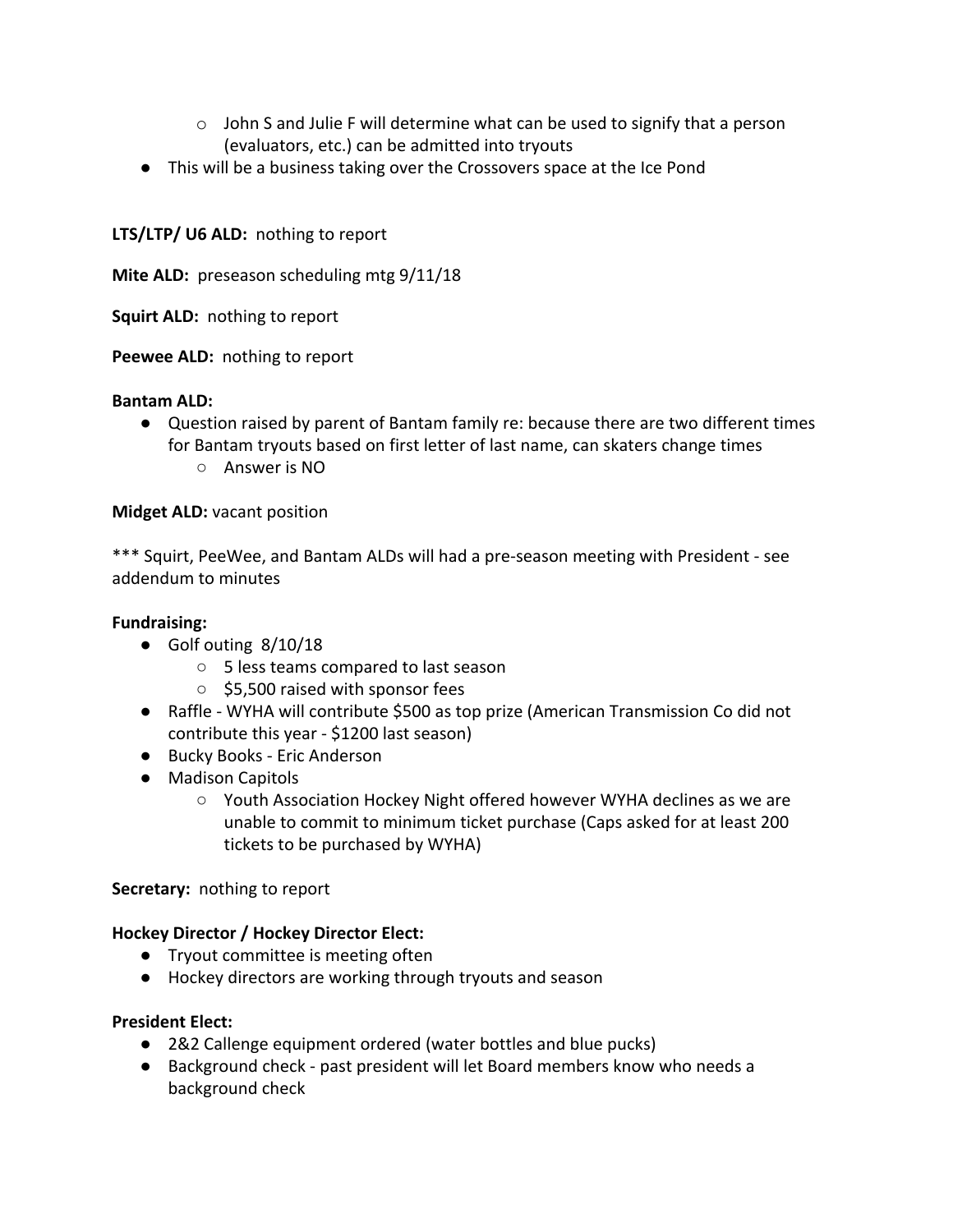- John S and Julie F will determine what can be used to signify that a person (evaluators, etc.) can be admitted into tryouts
- This will be a business taking over the Crossovers space at the Ice Pond

**LTS/LTP/ U6 ALD:** nothing to report

**Mite ALD:** preseason scheduling mtg 9/11/18

**Squirt ALD:** nothing to report

**Peewee ALD:** nothing to report

**Bantam ALD:**

- Question raised by parent of Bantam family re: because there are two different times for Bantam tryouts based on first letter of last name, can skaters change times
    - Answer is NO

**Midget ALD:** vacant position

*** Squirt, PeeWee, and Bantam ALDs will had a pre-season meeting with President - see addendum to minutes

**Fundraising:**

- Golf outing 8/10/18
    - 5 less teams compared to last season
    - $5,500 raised with sponsor fees
- Raffle - WYHA will contribute $500 as top prize (American Transmission Co did not contribute this year - $1200 last season)
- Bucky Books - Eric Anderson
- Madison Capitols
    - Youth Association Hockey Night offered however WYHA declines as we are unable to commit to minimum ticket purchase (Caps asked for at least 200 tickets to be purchased by WYHA)

**Secretary:** nothing to report

**Hockey Director / Hockey Director Elect:**

- Tryout committee is meeting often
- Hockey directors are working through tryouts and season

**President Elect:**

- 2&2 Callenge equipment ordered (water bottles and blue pucks)
- Background check - past president will let Board members know who needs a background check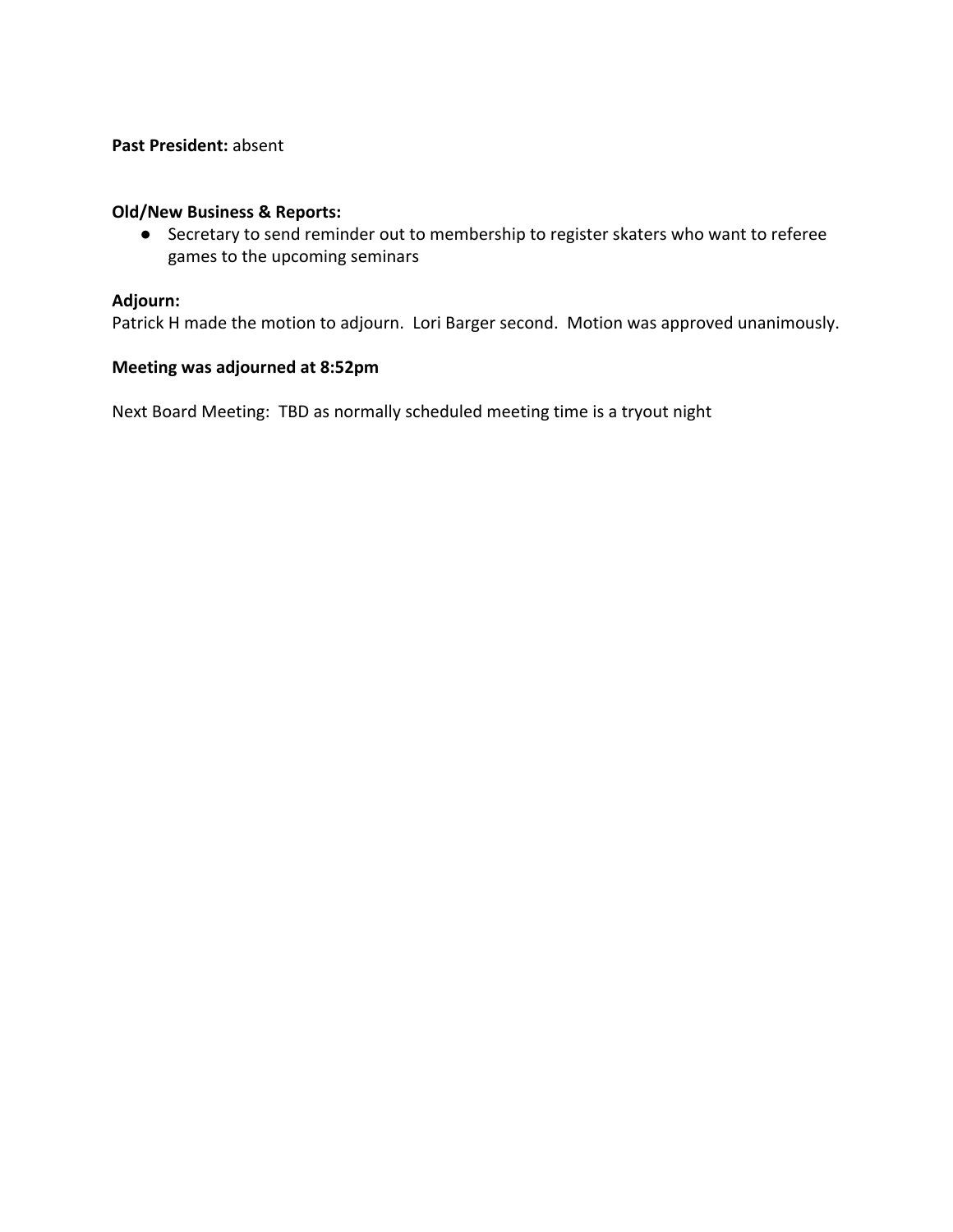**Past President:** absent

**Old/New Business & Reports:**

- Secretary to send reminder out to membership to register skaters who want to referee games to the upcoming seminars

**Adjourn:**
Patrick H made the motion to adjourn. Lori Barger second. Motion was approved unanimously.

**Meeting was adjourned at 8:52pm**

Next Board Meeting: TBD as normally scheduled meeting time is a tryout night